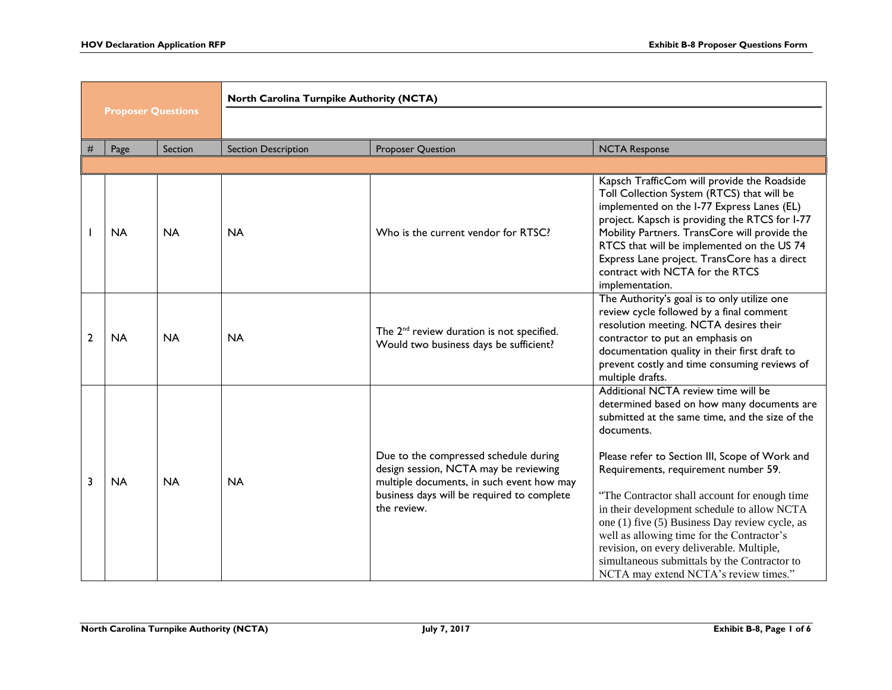| Proposer Questions | | | North Carolina Turnpike Authority (NCTA) | | |
|---|---|---|---|---|---|
| # | Page | Section | Section Description | Proposer Question | NCTA Response |
| | | | | | |
| 1 | NA | NA | NA | Who is the current vendor for RTSC? | Kapsch TrafficCom will provide the Roadside Toll Collection System (RTCS) that will be implemented on the I-77 Express Lanes (EL) project. Kapsch is providing the RTCS for I-77 Mobility Partners. TransCore will provide the RTCS that will be implemented on the US 74 Express Lane project. TransCore has a direct contract with NCTA for the RTCS implementation. |
| 2 | NA | NA | NA | The 2nd review duration is not specified. Would two business days be sufficient? | The Authority's goal is to only utilize one review cycle followed by a final comment resolution meeting. NCTA desires their contractor to put an emphasis on documentation quality in their first draft to prevent costly and time consuming reviews of multiple drafts. |
| 3 | NA | NA | NA | Due to the compressed schedule during design session, NCTA may be reviewing multiple documents, in such event how may business days will be required to complete the review. | Additional NCTA review time will be determined based on how many documents are submitted at the same time, and the size of the documents.<br><br>Please refer to Section III, Scope of Work and Requirements, requirement number 59.<br><br>"The Contractor shall account for enough time in their development schedule to allow NCTA one (1) five (5) Business Day review cycle, as well as allowing time for the Contractor's revision, on every deliverable. Multiple, simultaneous submittals by the Contractor to NCTA may extend NCTA's review times." |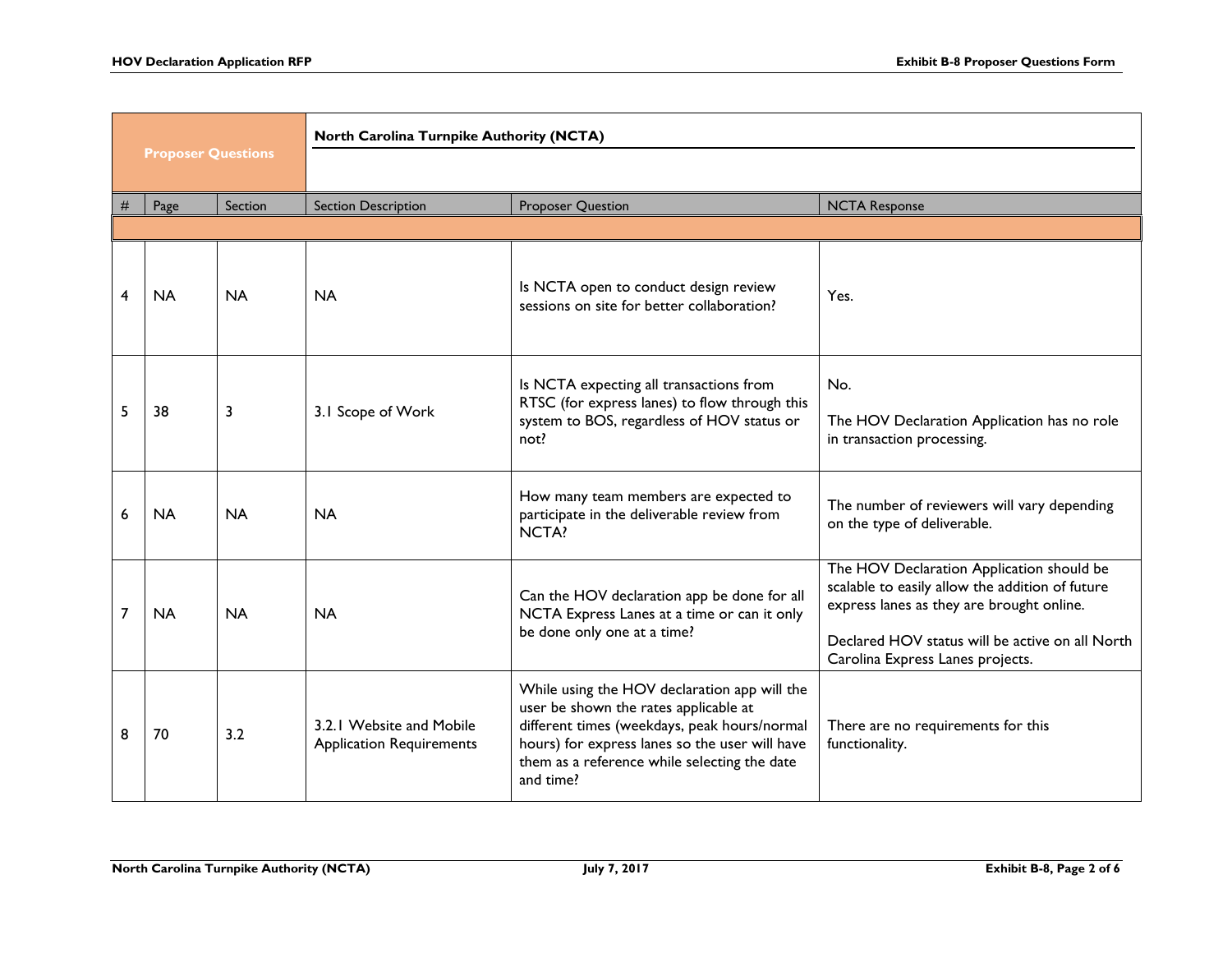| Proposer Questions | | | North Carolina Turnpike Authority (NCTA) | | |
|---|---|---|---|---|---|
| # | Page | Section | Section Description | Proposer Question | NCTA Response |
| | | | | | |
| 4 | NA | NA | NA | Is NCTA open to conduct design review sessions on site for better collaboration? | Yes. |
| 5 | 38 | 3 | 3.1 Scope of Work | Is NCTA expecting all transactions from RTSC (for express lanes) to flow through this system to BOS, regardless of HOV status or not? | No.<br><br>The HOV Declaration Application has no role in transaction processing. |
| 6 | NA | NA | NA | How many team members are expected to participate in the deliverable review from NCTA? | The number of reviewers will vary depending on the type of deliverable. |
| 7 | NA | NA | NA | Can the HOV declaration app be done for all NCTA Express Lanes at a time or can it only be done only one at a time? | The HOV Declaration Application should be scalable to easily allow the addition of future express lanes as they are brought online.<br><br>Declared HOV status will be active on all North Carolina Express Lanes projects. |
| 8 | 70 | 3.2 | 3.2.1 Website and Mobile Application Requirements | While using the HOV declaration app will the user be shown the rates applicable at different times (weekdays, peak hours/normal hours) for express lanes so the user will have them as a reference while selecting the date and time? | There are no requirements for this functionality. |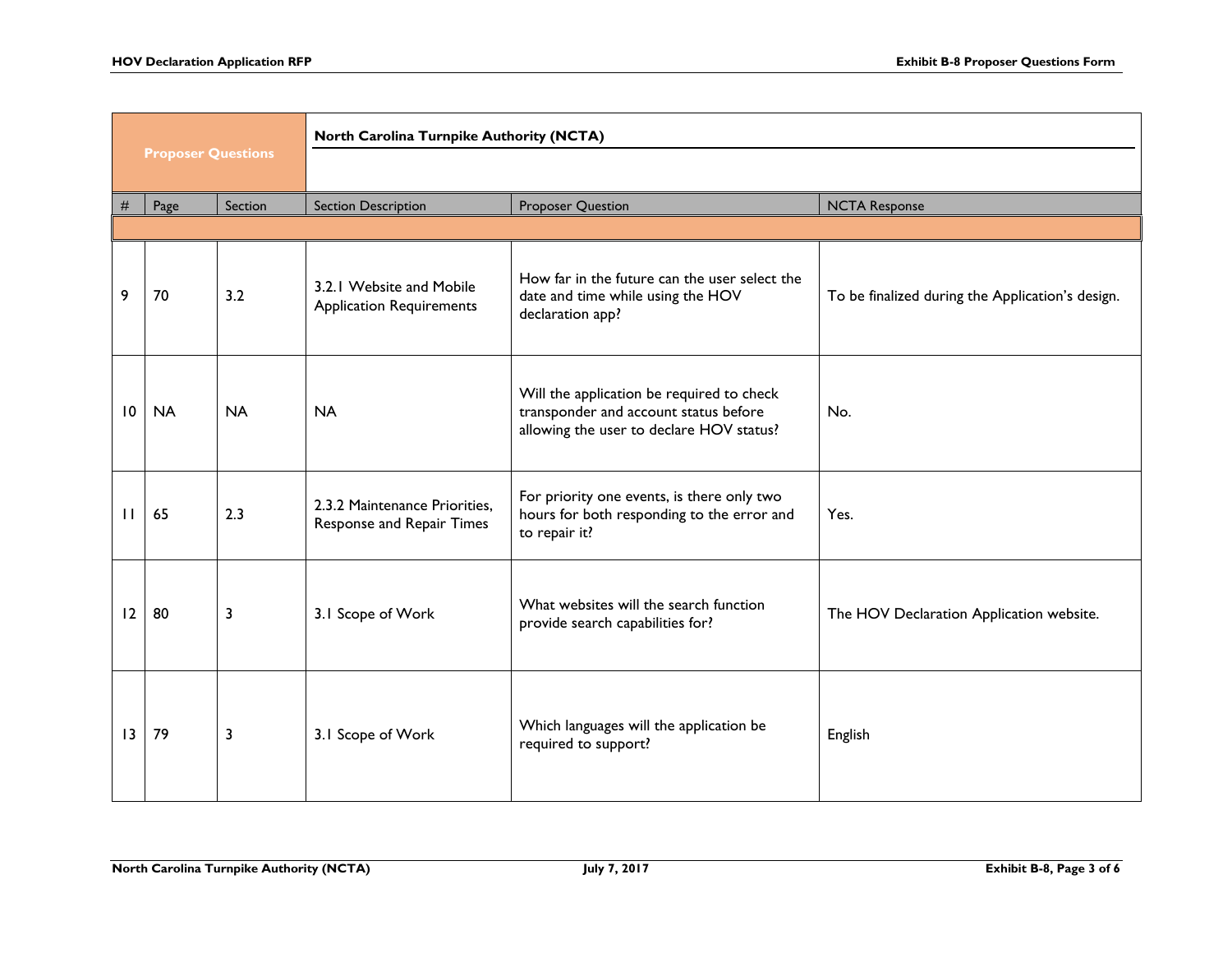| Proposer Questions | | | North Carolina Turnpike Authority (NCTA) | | |
|---|---|---|---|---|---|
| # | Page | Section | Section Description | Proposer Question | NCTA Response |
| | | | | | |
| 9 | 70 | 3.2 | 3.2.1 Website and Mobile Application Requirements | How far in the future can the user select the date and time while using the HOV declaration app? | To be finalized during the Application's design. |
| 10 | NA | NA | NA | Will the application be required to check transponder and account status before allowing the user to declare HOV status? | No. |
| 11 | 65 | 2.3 | 2.3.2 Maintenance Priorities, Response and Repair Times | For priority one events, is there only two hours for both responding to the error and to repair it? | Yes. |
| 12 | 80 | 3 | 3.1 Scope of Work | What websites will the search function provide search capabilities for? | The HOV Declaration Application website. |
| 13 | 79 | 3 | 3.1 Scope of Work | Which languages will the application be required to support? | English |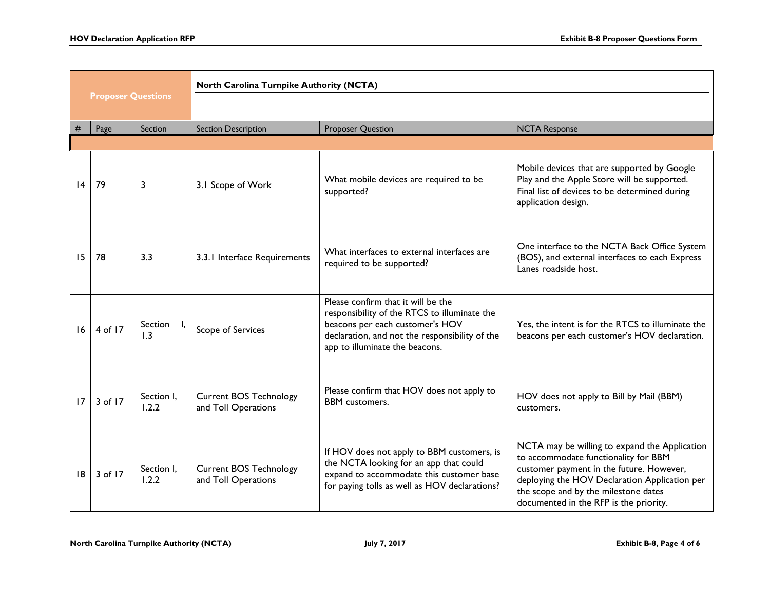| Proposer Questions | | | North Carolina Turnpike Authority (NCTA) | | |
|---|---|---|---|---|---|
| # | Page | Section | Section Description | Proposer Question | NCTA Response |
| | | | | | |
| 14 | 79 | 3 | 3.1 Scope of Work | What mobile devices are required to be supported? | Mobile devices that are supported by Google Play and the Apple Store will be supported. Final list of devices to be determined during application design. |
| 15 | 78 | 3.3 | 3.3.1 Interface Requirements | What interfaces to external interfaces are required to be supported? | One interface to the NCTA Back Office System (BOS), and external interfaces to each Express Lanes roadside host. |
| 16 | 4 of 17 | Section I, 1.3 | Scope of Services | Please confirm that it will be the responsibility of the RTCS to illuminate the beacons per each customer's HOV declaration, and not the responsibility of the app to illuminate the beacons. | Yes, the intent is for the RTCS to illuminate the beacons per each customer's HOV declaration. |
| 17 | 3 of 17 | Section I, 1.2.2 | Current BOS Technology and Toll Operations | Please confirm that HOV does not apply to BBM customers. | HOV does not apply to Bill by Mail (BBM) customers. |
| 18 | 3 of 17 | Section I, 1.2.2 | Current BOS Technology and Toll Operations | If HOV does not apply to BBM customers, is the NCTA looking for an app that could expand to accommodate this customer base for paying tolls as well as HOV declarations? | NCTA may be willing to expand the Application to accommodate functionality for BBM customer payment in the future. However, deploying the HOV Declaration Application per the scope and by the milestone dates documented in the RFP is the priority. |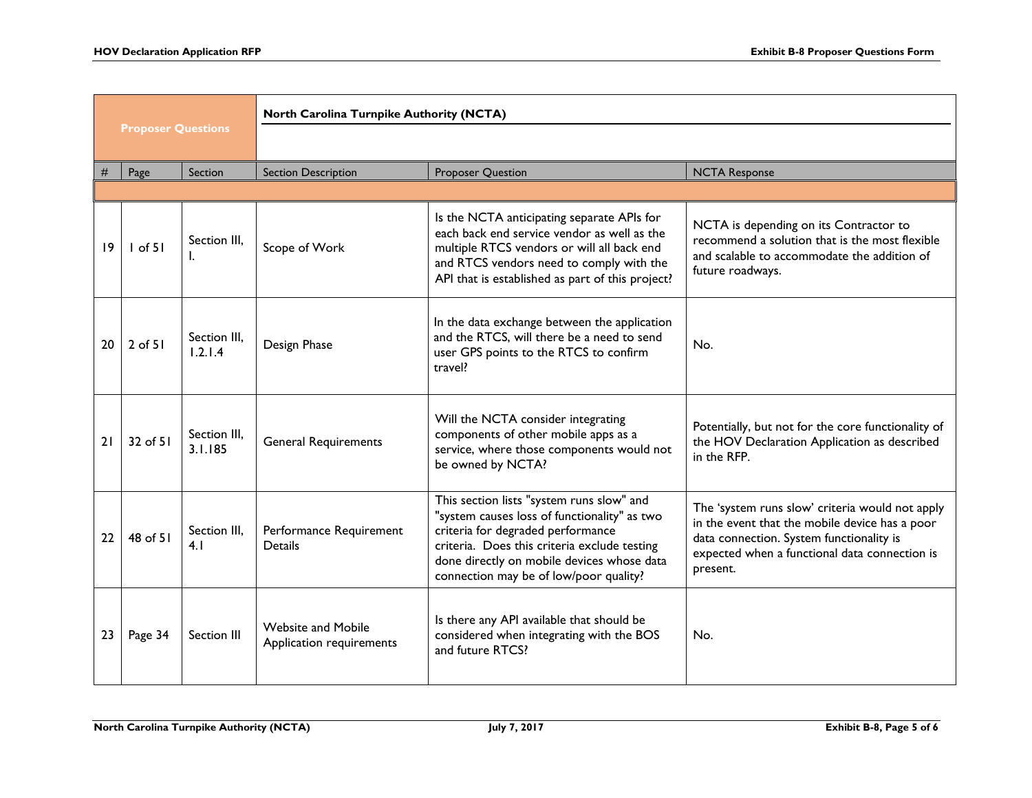| Proposer Questions | | | North Carolina Turnpike Authority (NCTA) | | |
|---|---|---|---|---|---|
| # | Page | Section | Section Description | Proposer Question | NCTA Response |
| 19 | 1 of 51 | Section III, I. | Scope of Work | Is the NCTA anticipating separate APIs for each back end service vendor as well as the multiple RTCS vendors or will all back end and RTCS vendors need to comply with the API that is established as part of this project? | NCTA is depending on its Contractor to recommend a solution that is the most flexible and scalable to accommodate the addition of future roadways. |
| 20 | 2 of 51 | Section III, 1.2.1.4 | Design Phase | In the data exchange between the application and the RTCS, will there be a need to send user GPS points to the RTCS to confirm travel? | No. |
| 21 | 32 of 51 | Section III, 3.1.185 | General Requirements | Will the NCTA consider integrating components of other mobile apps as a service, where those components would not be owned by NCTA? | Potentially, but not for the core functionality of the HOV Declaration Application as described in the RFP. |
| 22 | 48 of 51 | Section III, 4.1 | Performance Requirement Details | This section lists "system runs slow" and "system causes loss of functionality" as two criteria for degraded performance criteria. Does this criteria exclude testing done directly on mobile devices whose data connection may be of low/poor quality? | The 'system runs slow' criteria would not apply in the event that the mobile device has a poor data connection. System functionality is expected when a functional data connection is present. |
| 23 | Page 34 | Section III | Website and Mobile Application requirements | Is there any API available that should be considered when integrating with the BOS and future RTCS? | No. |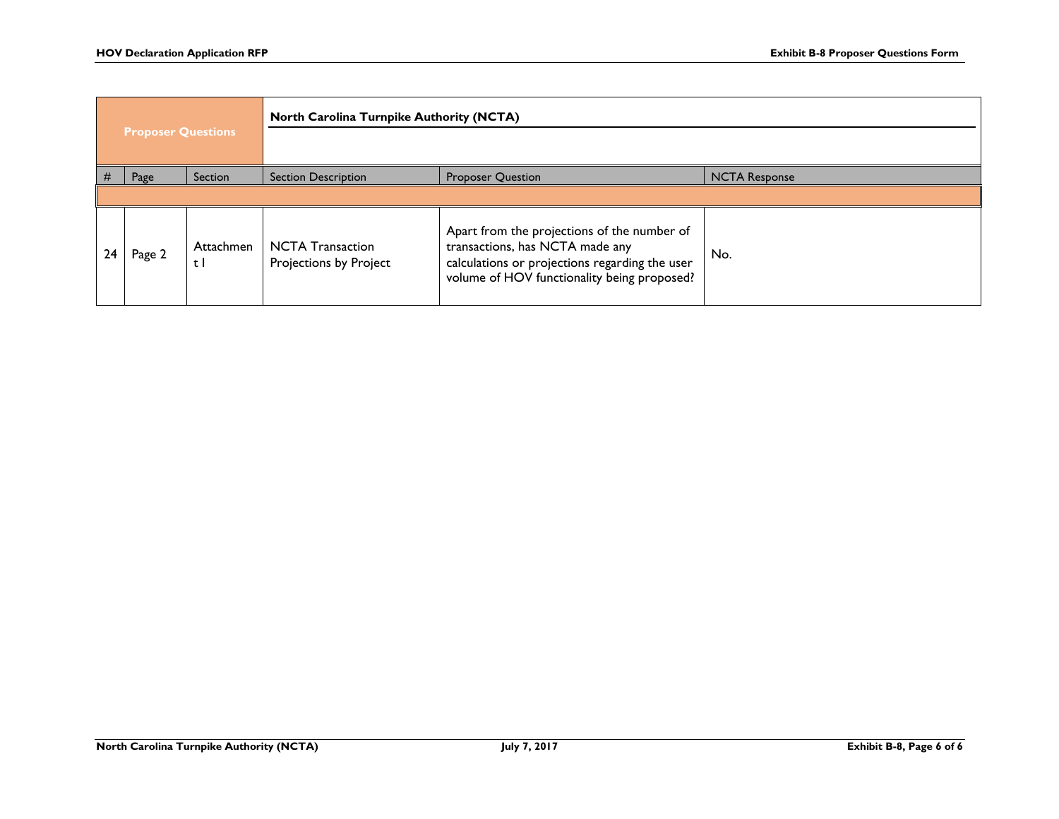| Proposer Questions | | | North Carolina Turnpike Authority (NCTA) | | |
|---|---|---|---|---|---|
| # | Page | Section | Section Description | Proposer Question | NCTA Response |
| | | | | | |
| 24 | Page 2 | Attachment I | NCTA Transaction Projections by Project | Apart from the projections of the number of transactions, has NCTA made any calculations or projections regarding the user volume of HOV functionality being proposed? | No. |